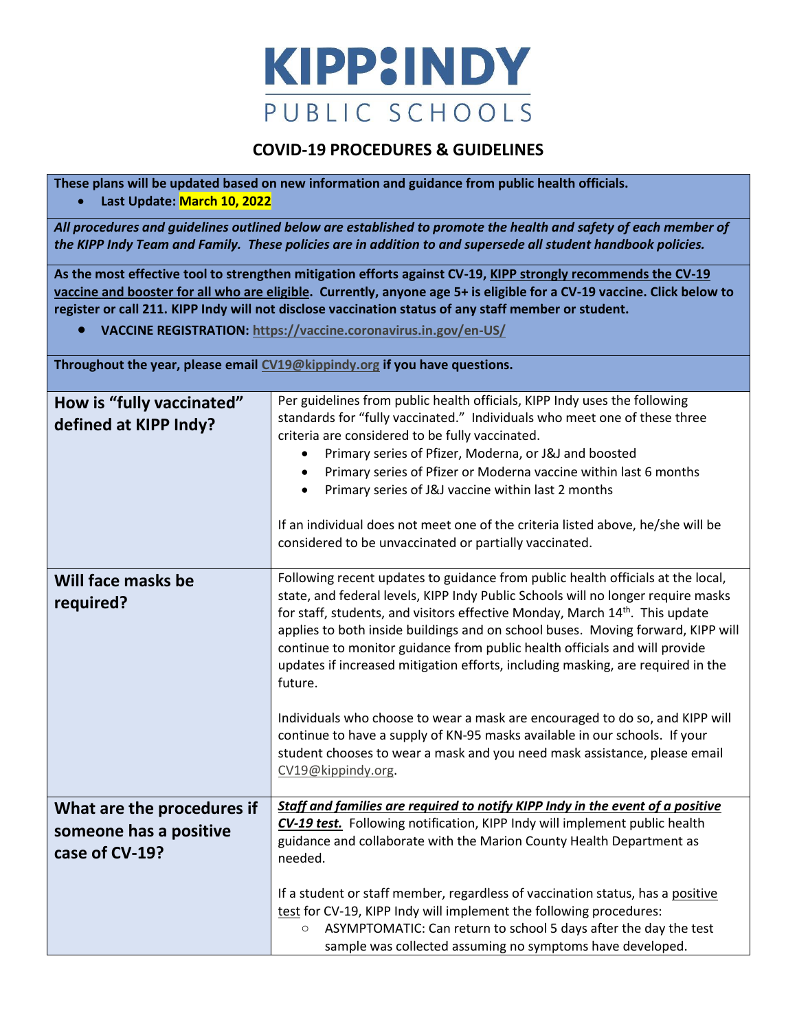# KIPP:INDY

PUBLIC SCHOOLS

## COVID-19 PROCEDURES & GUIDELINES

**These plans will be updated based on new information and guidance from public health officials.**

- **Last Update: March 10, 2022**

***All procedures and guidelines outlined below are established to promote the health and safety of each member of the KIPP Indy Team and Family. These policies are in addition to and supersede all student handbook policies.***

**As the most effective tool to strengthen mitigation efforts against CV-19, KIPP strongly recommends the CV-19 vaccine and booster for all who are eligible. Currently, anyone age 5+ is eligible for a CV-19 vaccine. Click below to register or call 211. KIPP Indy will not disclose vaccination status of any staff member or student.**

- **VACCINE REGISTRATION: https://vaccine.coronavirus.in.gov/en-US/**

**Throughout the year, please email CV19@kippindy.org if you have questions.**

| Question | Answer |
|---|---|
| **How is "fully vaccinated" defined at KIPP Indy?** | Per guidelines from public health officials, KIPP Indy uses the following standards for "fully vaccinated." Individuals who meet one of these three criteria are considered to be fully vaccinated.<br>• Primary series of Pfizer, Moderna, or J&J and boosted<br>• Primary series of Pfizer or Moderna vaccine within last 6 months<br>• Primary series of J&J vaccine within last 2 months<br><br>If an individual does not meet one of the criteria listed above, he/she will be considered to be unvaccinated or partially vaccinated. |
| **Will face masks be required?** | Following recent updates to guidance from public health officials at the local, state, and federal levels, KIPP Indy Public Schools will no longer require masks for staff, students, and visitors effective Monday, March 14th. This update applies to both inside buildings and on school buses. Moving forward, KIPP will continue to monitor guidance from public health officials and will provide updates if increased mitigation efforts, including masking, are required in the future.<br><br>Individuals who choose to wear a mask are encouraged to do so, and KIPP will continue to have a supply of KN-95 masks available in our schools. If your student chooses to wear a mask and you need mask assistance, please email CV19@kippindy.org. |
| **What are the procedures if someone has a positive case of CV-19?** | ***Staff and families are required to notify KIPP Indy in the event of a positive CV-19 test.*** Following notification, KIPP Indy will implement public health guidance and collaborate with the Marion County Health Department as needed.<br><br>If a student or staff member, regardless of vaccination status, has a positive test for CV-19, KIPP Indy will implement the following procedures:<br>○ ASYMPTOMATIC: Can return to school 5 days after the day the test sample was collected assuming no symptoms have developed. |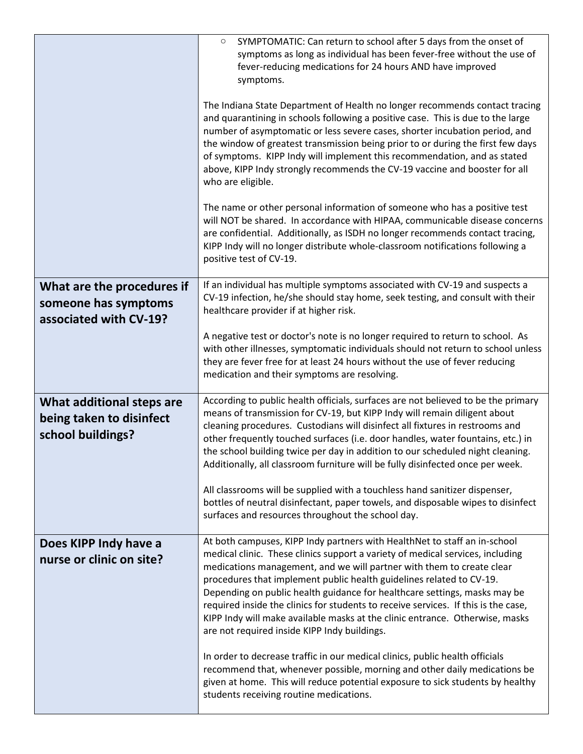| | |
|---|---|
| | ◦ SYMPTOMATIC: Can return to school after 5 days from the onset of symptoms as long as individual has been fever-free without the use of fever-reducing medications for 24 hours AND have improved symptoms.<br><br>The Indiana State Department of Health no longer recommends contact tracing and quarantining in schools following a positive case. This is due to the large number of asymptomatic or less severe cases, shorter incubation period, and the window of greatest transmission being prior to or during the first few days of symptoms. KIPP Indy will implement this recommendation, and as stated above, KIPP Indy strongly recommends the CV-19 vaccine and booster for all who are eligible.<br><br>The name or other personal information of someone who has a positive test will NOT be shared. In accordance with HIPAA, communicable disease concerns are confidential. Additionally, as ISDH no longer recommends contact tracing, KIPP Indy will no longer distribute whole-classroom notifications following a positive test of CV-19. |
| **What are the procedures if someone has symptoms associated with CV-19?** | If an individual has multiple symptoms associated with CV-19 and suspects a CV-19 infection, he/she should stay home, seek testing, and consult with their healthcare provider if at higher risk.<br><br>A negative test or doctor's note is no longer required to return to school. As with other illnesses, symptomatic individuals should not return to school unless they are fever free for at least 24 hours without the use of fever reducing medication and their symptoms are resolving. |
| **What additional steps are being taken to disinfect school buildings?** | According to public health officials, surfaces are not believed to be the primary means of transmission for CV-19, but KIPP Indy will remain diligent about cleaning procedures. Custodians will disinfect all fixtures in restrooms and other frequently touched surfaces (i.e. door handles, water fountains, etc.) in the school building twice per day in addition to our scheduled night cleaning. Additionally, all classroom furniture will be fully disinfected once per week.<br><br>All classrooms will be supplied with a touchless hand sanitizer dispenser, bottles of neutral disinfectant, paper towels, and disposable wipes to disinfect surfaces and resources throughout the school day. |
| **Does KIPP Indy have a nurse or clinic on site?** | At both campuses, KIPP Indy partners with HealthNet to staff an in-school medical clinic. These clinics support a variety of medical services, including medications management, and we will partner with them to create clear procedures that implement public health guidelines related to CV-19. Depending on public health guidance for healthcare settings, masks may be required inside the clinics for students to receive services. If this is the case, KIPP Indy will make available masks at the clinic entrance. Otherwise, masks are not required inside KIPP Indy buildings.<br><br>In order to decrease traffic in our medical clinics, public health officials recommend that, whenever possible, morning and other daily medications be given at home. This will reduce potential exposure to sick students by healthy students receiving routine medications. |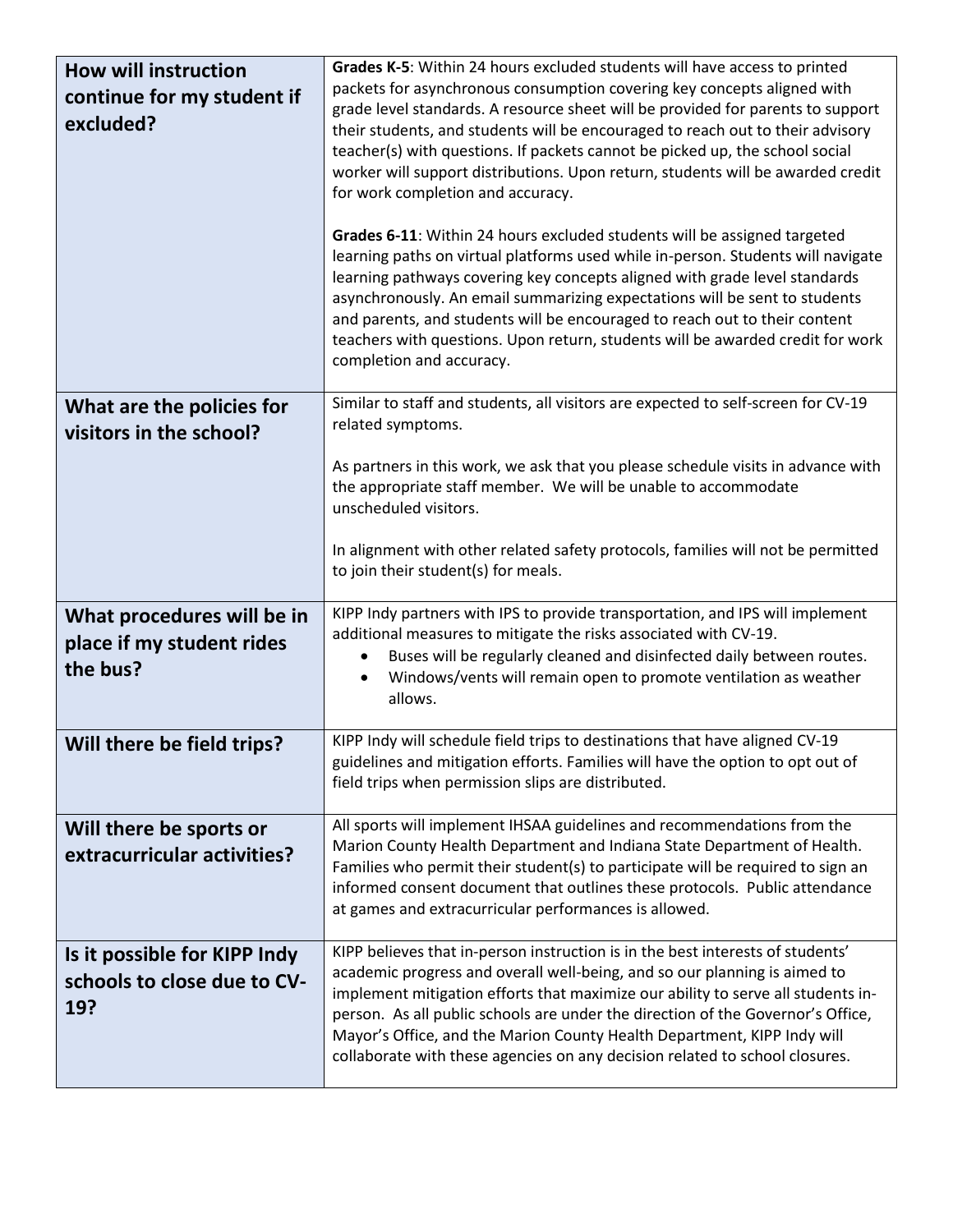| Question | Answer |
|---|---|
| **How will instruction continue for my student if excluded?** | **Grades K-5**: Within 24 hours excluded students will have access to printed packets for asynchronous consumption covering key concepts aligned with grade level standards. A resource sheet will be provided for parents to support their students, and students will be encouraged to reach out to their advisory teacher(s) with questions. If packets cannot be picked up, the school social worker will support distributions. Upon return, students will be awarded credit for work completion and accuracy.<br><br>**Grades 6-11**: Within 24 hours excluded students will be assigned targeted learning paths on virtual platforms used while in-person. Students will navigate learning pathways covering key concepts aligned with grade level standards asynchronously. An email summarizing expectations will be sent to students and parents, and students will be encouraged to reach out to their content teachers with questions. Upon return, students will be awarded credit for work completion and accuracy. |
| **What are the policies for visitors in the school?** | Similar to staff and students, all visitors are expected to self-screen for CV-19 related symptoms.<br><br>As partners in this work, we ask that you please schedule visits in advance with the appropriate staff member. We will be unable to accommodate unscheduled visitors.<br><br>In alignment with other related safety protocols, families will not be permitted to join their student(s) for meals. |
| **What procedures will be in place if my student rides the bus?** | KIPP Indy partners with IPS to provide transportation, and IPS will implement additional measures to mitigate the risks associated with CV-19.<br>• Buses will be regularly cleaned and disinfected daily between routes.<br>• Windows/vents will remain open to promote ventilation as weather allows. |
| **Will there be field trips?** | KIPP Indy will schedule field trips to destinations that have aligned CV-19 guidelines and mitigation efforts. Families will have the option to opt out of field trips when permission slips are distributed. |
| **Will there be sports or extracurricular activities?** | All sports will implement IHSAA guidelines and recommendations from the Marion County Health Department and Indiana State Department of Health. Families who permit their student(s) to participate will be required to sign an informed consent document that outlines these protocols. Public attendance at games and extracurricular performances is allowed. |
| **Is it possible for KIPP Indy schools to close due to CV-19?** | KIPP believes that in-person instruction is in the best interests of students' academic progress and overall well-being, and so our planning is aimed to implement mitigation efforts that maximize our ability to serve all students in-person. As all public schools are under the direction of the Governor's Office, Mayor's Office, and the Marion County Health Department, KIPP Indy will collaborate with these agencies on any decision related to school closures. |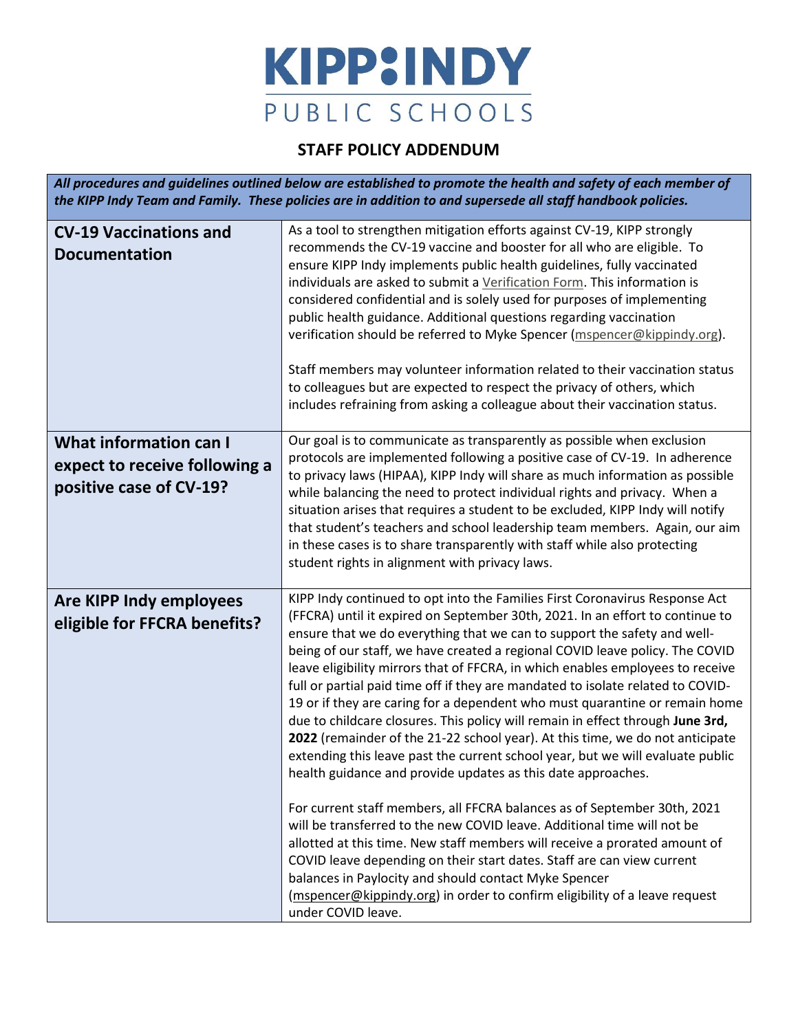# KIPP INDY PUBLIC SCHOOLS

## STAFF POLICY ADDENDUM

| | |
|---|---|
| ***All procedures and guidelines outlined below are established to promote the health and safety of each member of the KIPP Indy Team and Family. These policies are in addition to and supersede all staff handbook policies.*** | |
| **CV-19 Vaccinations and Documentation** | As a tool to strengthen mitigation efforts against CV-19, KIPP strongly recommends the CV-19 vaccine and booster for all who are eligible. To ensure KIPP Indy implements public health guidelines, fully vaccinated individuals are asked to submit a Verification Form. This information is considered confidential and is solely used for purposes of implementing public health guidance. Additional questions regarding vaccination verification should be referred to Myke Spencer (mspencer@kippindy.org).<br><br>Staff members may volunteer information related to their vaccination status to colleagues but are expected to respect the privacy of others, which includes refraining from asking a colleague about their vaccination status. |
| **What information can I expect to receive following a positive case of CV-19?** | Our goal is to communicate as transparently as possible when exclusion protocols are implemented following a positive case of CV-19. In adherence to privacy laws (HIPAA), KIPP Indy will share as much information as possible while balancing the need to protect individual rights and privacy. When a situation arises that requires a student to be excluded, KIPP Indy will notify that student's teachers and school leadership team members. Again, our aim in these cases is to share transparently with staff while also protecting student rights in alignment with privacy laws. |
| **Are KIPP Indy employees eligible for FFCRA benefits?** | KIPP Indy continued to opt into the Families First Coronavirus Response Act (FFCRA) until it expired on September 30th, 2021. In an effort to continue to ensure that we do everything that we can to support the safety and well-being of our staff, we have created a regional COVID leave policy. The COVID leave eligibility mirrors that of FFCRA, in which enables employees to receive full or partial paid time off if they are mandated to isolate related to COVID-19 or if they are caring for a dependent who must quarantine or remain home due to childcare closures. This policy will remain in effect through **June 3rd, 2022** (remainder of the 21-22 school year). At this time, we do not anticipate extending this leave past the current school year, but we will evaluate public health guidance and provide updates as this date approaches.<br><br>For current staff members, all FFCRA balances as of September 30th, 2021 will be transferred to the new COVID leave. Additional time will not be allotted at this time. New staff members will receive a prorated amount of COVID leave depending on their start dates. Staff are can view current balances in Paylocity and should contact Myke Spencer (mspencer@kippindy.org) in order to confirm eligibility of a leave request under COVID leave. |